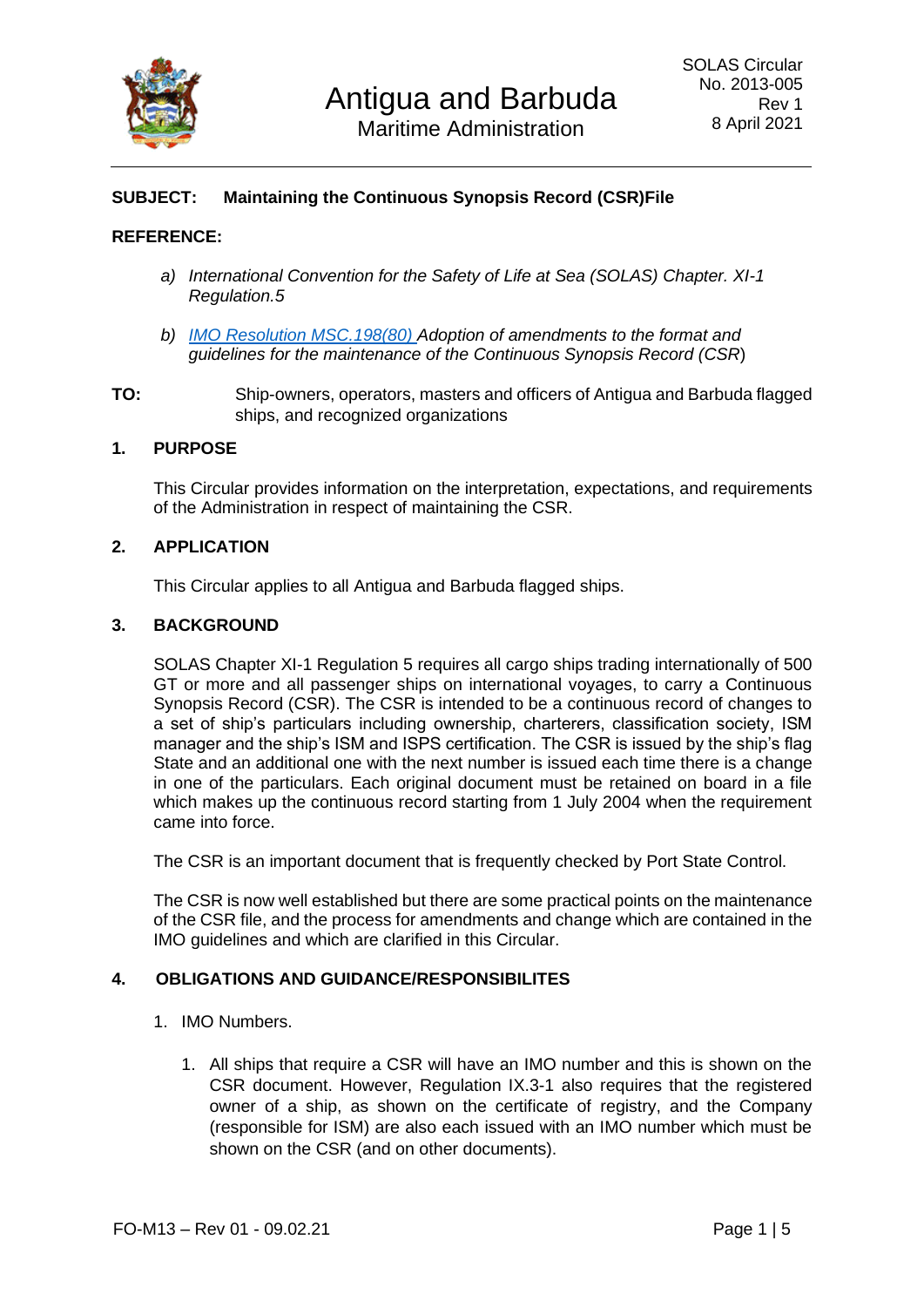# Antigua and Barbuda
## Maritime Administration

SOLAS Circular
No. 2013-005
Rev 1
8 April 2021

---

**SUBJECT: Maintaining the Continuous Synopsis Record (CSR)File**

**REFERENCE:**

- a) *International Convention for the Safety of Life at Sea (SOLAS) Chapter. XI-1 Regulation.5*
- b) *IMO Resolution MSC.198(80) Adoption of amendments to the format and guidelines for the maintenance of the Continuous Synopsis Record (CSR)*

**TO:** Ship-owners, operators, masters and officers of Antigua and Barbuda flagged ships, and recognized organizations

## 1. PURPOSE

This Circular provides information on the interpretation, expectations, and requirements of the Administration in respect of maintaining the CSR.

## 2. APPLICATION

This Circular applies to all Antigua and Barbuda flagged ships.

## 3. BACKGROUND

SOLAS Chapter XI-1 Regulation 5 requires all cargo ships trading internationally of 500 GT or more and all passenger ships on international voyages, to carry a Continuous Synopsis Record (CSR). The CSR is intended to be a continuous record of changes to a set of ship's particulars including ownership, charterers, classification society, ISM manager and the ship's ISM and ISPS certification. The CSR is issued by the ship's flag State and an additional one with the next number is issued each time there is a change in one of the particulars. Each original document must be retained on board in a file which makes up the continuous record starting from 1 July 2004 when the requirement came into force.

The CSR is an important document that is frequently checked by Port State Control.

The CSR is now well established but there are some practical points on the maintenance of the CSR file, and the process for amendments and change which are contained in the IMO guidelines and which are clarified in this Circular.

## 4. OBLIGATIONS AND GUIDANCE/RESPONSIBILITES

1. IMO Numbers.

    1. All ships that require a CSR will have an IMO number and this is shown on the CSR document. However, Regulation IX.3-1 also requires that the registered owner of a ship, as shown on the certificate of registry, and the Company (responsible for ISM) are also each issued with an IMO number which must be shown on the CSR (and on other documents).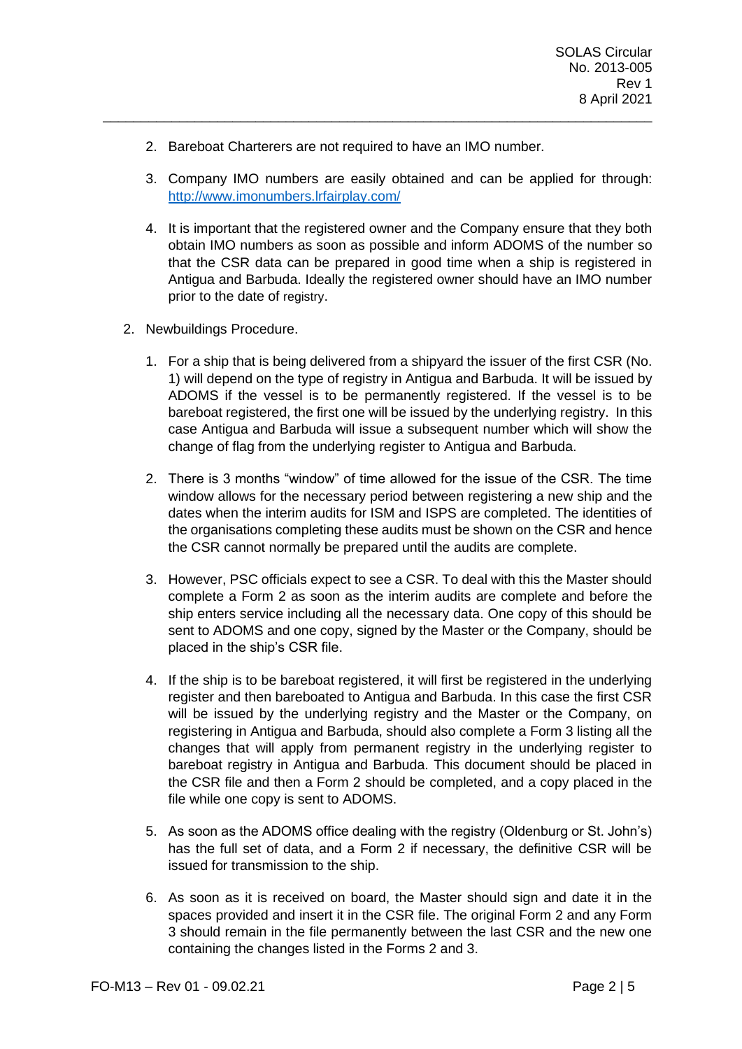2. Bareboat Charterers are not required to have an IMO number.

3. Company IMO numbers are easily obtained and can be applied for through: http://www.imonumbers.lrfairplay.com/

4. It is important that the registered owner and the Company ensure that they both obtain IMO numbers as soon as possible and inform ADOMS of the number so that the CSR data can be prepared in good time when a ship is registered in Antigua and Barbuda. Ideally the registered owner should have an IMO number prior to the date of registry.

2. Newbuildings Procedure.

   1. For a ship that is being delivered from a shipyard the issuer of the first CSR (No. 1) will depend on the type of registry in Antigua and Barbuda. It will be issued by ADOMS if the vessel is to be permanently registered. If the vessel is to be bareboat registered, the first one will be issued by the underlying registry. In this case Antigua and Barbuda will issue a subsequent number which will show the change of flag from the underlying register to Antigua and Barbuda.

   2. There is 3 months "window" of time allowed for the issue of the CSR. The time window allows for the necessary period between registering a new ship and the dates when the interim audits for ISM and ISPS are completed. The identities of the organisations completing these audits must be shown on the CSR and hence the CSR cannot normally be prepared until the audits are complete.

   3. However, PSC officials expect to see a CSR. To deal with this the Master should complete a Form 2 as soon as the interim audits are complete and before the ship enters service including all the necessary data. One copy of this should be sent to ADOMS and one copy, signed by the Master or the Company, should be placed in the ship's CSR file.

   4. If the ship is to be bareboat registered, it will first be registered in the underlying register and then bareboated to Antigua and Barbuda. In this case the first CSR will be issued by the underlying registry and the Master or the Company, on registering in Antigua and Barbuda, should also complete a Form 3 listing all the changes that will apply from permanent registry in the underlying register to bareboat registry in Antigua and Barbuda. This document should be placed in the CSR file and then a Form 2 should be completed, and a copy placed in the file while one copy is sent to ADOMS.

   5. As soon as the ADOMS office dealing with the registry (Oldenburg or St. John's) has the full set of data, and a Form 2 if necessary, the definitive CSR will be issued for transmission to the ship.

   6. As soon as it is received on board, the Master should sign and date it in the spaces provided and insert it in the CSR file. The original Form 2 and any Form 3 should remain in the file permanently between the last CSR and the new one containing the changes listed in the Forms 2 and 3.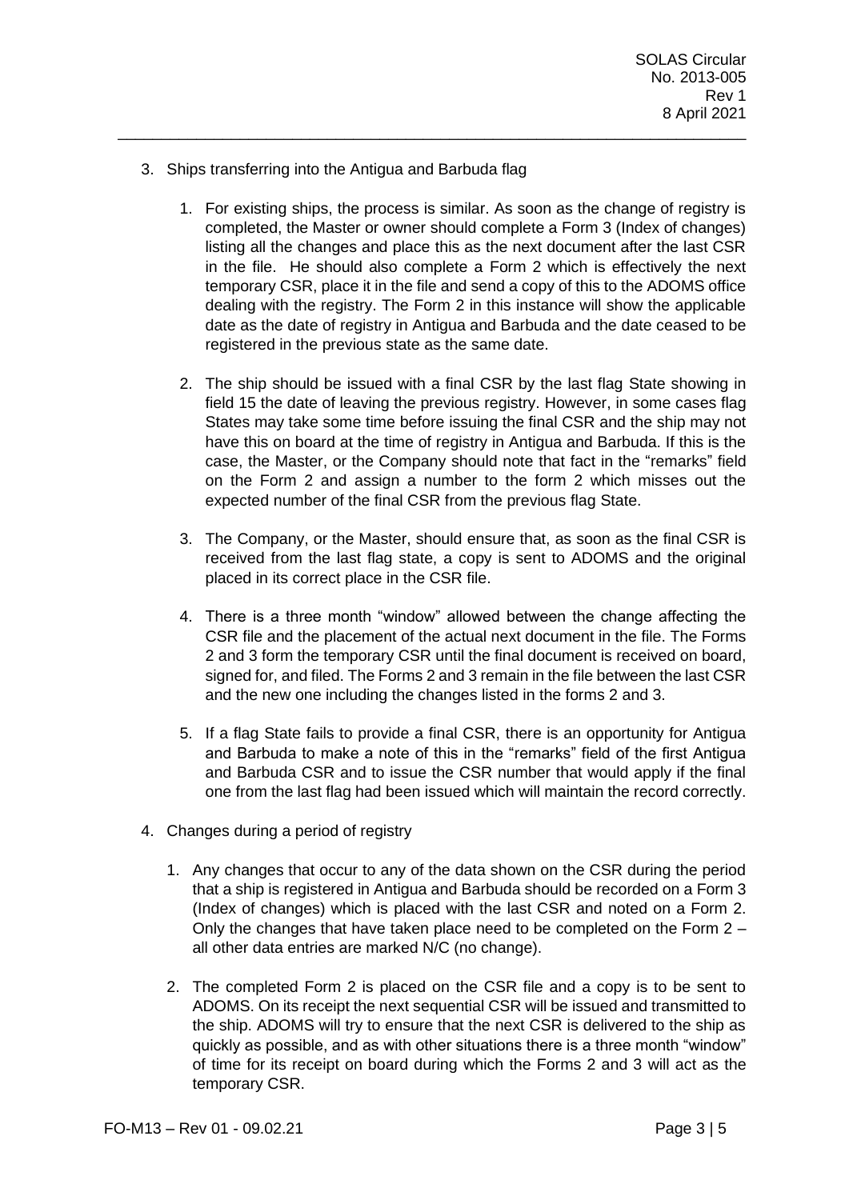3. Ships transferring into the Antigua and Barbuda flag

    1. For existing ships, the process is similar. As soon as the change of registry is completed, the Master or owner should complete a Form 3 (Index of changes) listing all the changes and place this as the next document after the last CSR in the file. He should also complete a Form 2 which is effectively the next temporary CSR, place it in the file and send a copy of this to the ADOMS office dealing with the registry. The Form 2 in this instance will show the applicable date as the date of registry in Antigua and Barbuda and the date ceased to be registered in the previous state as the same date.

    2. The ship should be issued with a final CSR by the last flag State showing in field 15 the date of leaving the previous registry. However, in some cases flag States may take some time before issuing the final CSR and the ship may not have this on board at the time of registry in Antigua and Barbuda. If this is the case, the Master, or the Company should note that fact in the "remarks" field on the Form 2 and assign a number to the form 2 which misses out the expected number of the final CSR from the previous flag State.

    3. The Company, or the Master, should ensure that, as soon as the final CSR is received from the last flag state, a copy is sent to ADOMS and the original placed in its correct place in the CSR file.

    4. There is a three month "window" allowed between the change affecting the CSR file and the placement of the actual next document in the file. The Forms 2 and 3 form the temporary CSR until the final document is received on board, signed for, and filed. The Forms 2 and 3 remain in the file between the last CSR and the new one including the changes listed in the forms 2 and 3.

    5. If a flag State fails to provide a final CSR, there is an opportunity for Antigua and Barbuda to make a note of this in the "remarks" field of the first Antigua and Barbuda CSR and to issue the CSR number that would apply if the final one from the last flag had been issued which will maintain the record correctly.

4. Changes during a period of registry

    1. Any changes that occur to any of the data shown on the CSR during the period that a ship is registered in Antigua and Barbuda should be recorded on a Form 3 (Index of changes) which is placed with the last CSR and noted on a Form 2. Only the changes that have taken place need to be completed on the Form 2 – all other data entries are marked N/C (no change).

    2. The completed Form 2 is placed on the CSR file and a copy is to be sent to ADOMS. On its receipt the next sequential CSR will be issued and transmitted to the ship. ADOMS will try to ensure that the next CSR is delivered to the ship as quickly as possible, and as with other situations there is a three month "window" of time for its receipt on board during which the Forms 2 and 3 will act as the temporary CSR.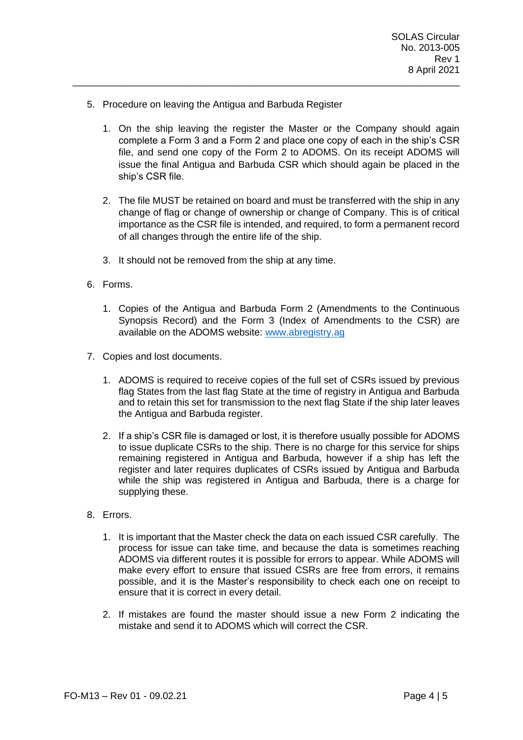5. Procedure on leaving the Antigua and Barbuda Register

   1. On the ship leaving the register the Master or the Company should again complete a Form 3 and a Form 2 and place one copy of each in the ship's CSR file, and send one copy of the Form 2 to ADOMS. On its receipt ADOMS will issue the final Antigua and Barbuda CSR which should again be placed in the ship's CSR file.

   2. The file MUST be retained on board and must be transferred with the ship in any change of flag or change of ownership or change of Company. This is of critical importance as the CSR file is intended, and required, to form a permanent record of all changes through the entire life of the ship.

   3. It should not be removed from the ship at any time.

6. Forms.

   1. Copies of the Antigua and Barbuda Form 2 (Amendments to the Continuous Synopsis Record) and the Form 3 (Index of Amendments to the CSR) are available on the ADOMS website: [www.abregistry.ag](http://www.abregistry.ag)

7. Copies and lost documents.

   1. ADOMS is required to receive copies of the full set of CSRs issued by previous flag States from the last flag State at the time of registry in Antigua and Barbuda and to retain this set for transmission to the next flag State if the ship later leaves the Antigua and Barbuda register.

   2. If a ship's CSR file is damaged or lost, it is therefore usually possible for ADOMS to issue duplicate CSRs to the ship. There is no charge for this service for ships remaining registered in Antigua and Barbuda, however if a ship has left the register and later requires duplicates of CSRs issued by Antigua and Barbuda while the ship was registered in Antigua and Barbuda, there is a charge for supplying these.

8. Errors.

   1. It is important that the Master check the data on each issued CSR carefully. The process for issue can take time, and because the data is sometimes reaching ADOMS via different routes it is possible for errors to appear. While ADOMS will make every effort to ensure that issued CSRs are free from errors, it remains possible, and it is the Master's responsibility to check each one on receipt to ensure that it is correct in every detail.

   2. If mistakes are found the master should issue a new Form 2 indicating the mistake and send it to ADOMS which will correct the CSR.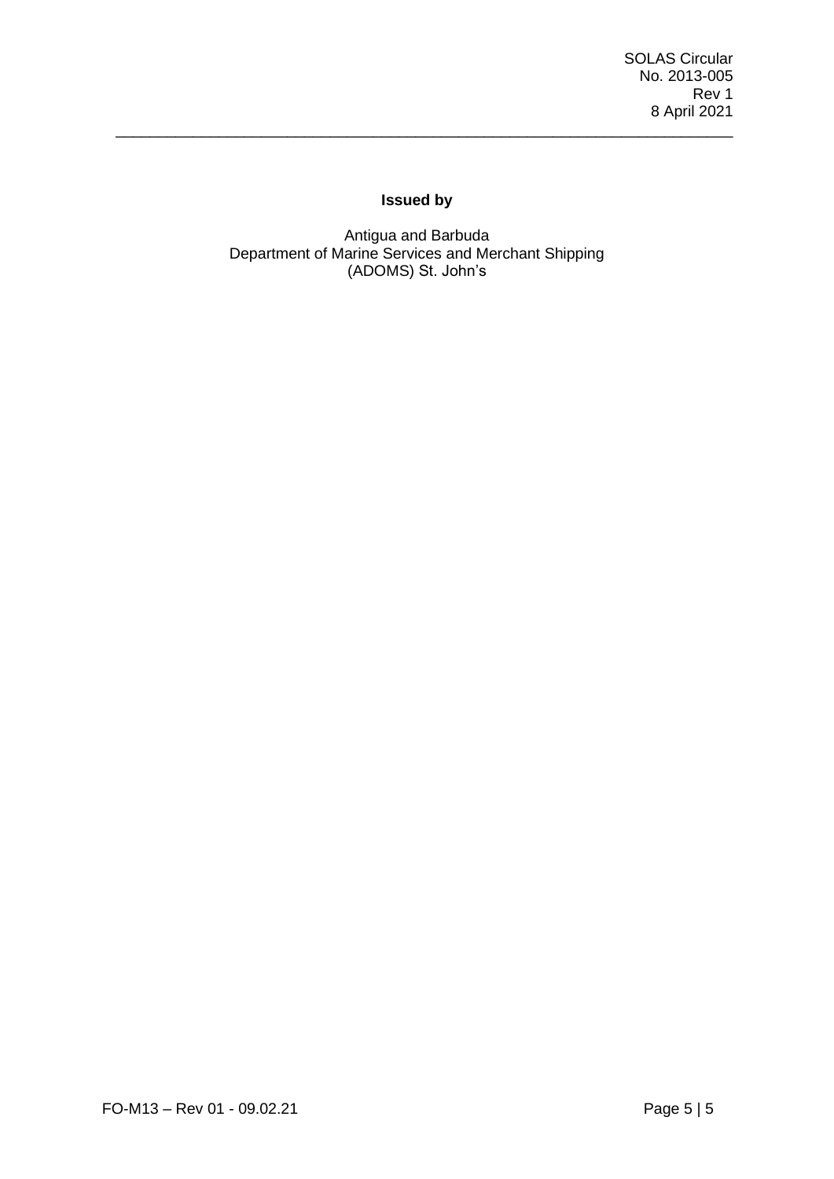**Issued by**

Antigua and Barbuda
Department of Marine Services and Merchant Shipping
(ADOMS) St. John's